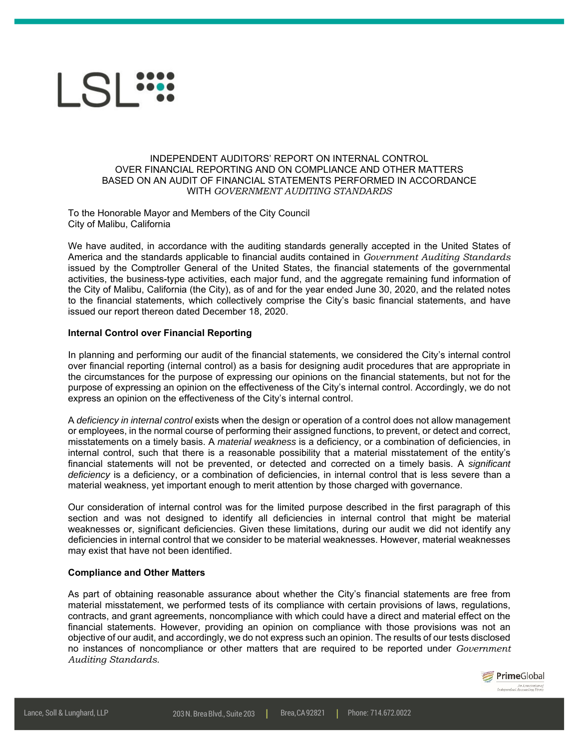LSL

# INDEPENDENT AUDITORS' REPORT ON INTERNAL CONTROL OVER FINANCIAL REPORTING AND ON COMPLIANCE AND OTHER MATTERS BASED ON AN AUDIT OF FINANCIAL STATEMENTS PERFORMED IN ACCORDANCE WITH *GOVERNMENT AUDITING STANDARDS*

To the Honorable Mayor and Members of the City Council
City of Malibu, California

We have audited, in accordance with the auditing standards generally accepted in the United States of America and the standards applicable to financial audits contained in *Government Auditing Standards* issued by the Comptroller General of the United States, the financial statements of the governmental activities, the business-type activities, each major fund, and the aggregate remaining fund information of the City of Malibu, California (the City), as of and for the year ended June 30, 2020, and the related notes to the financial statements, which collectively comprise the City's basic financial statements, and have issued our report thereon dated December 18, 2020.

**Internal Control over Financial Reporting**

In planning and performing our audit of the financial statements, we considered the City's internal control over financial reporting (internal control) as a basis for designing audit procedures that are appropriate in the circumstances for the purpose of expressing our opinions on the financial statements, but not for the purpose of expressing an opinion on the effectiveness of the City's internal control. Accordingly, we do not express an opinion on the effectiveness of the City's internal control.

A *deficiency in internal control* exists when the design or operation of a control does not allow management or employees, in the normal course of performing their assigned functions, to prevent, or detect and correct, misstatements on a timely basis. A *material weakness* is a deficiency, or a combination of deficiencies, in internal control, such that there is a reasonable possibility that a material misstatement of the entity's financial statements will not be prevented, or detected and corrected on a timely basis. A *significant deficiency* is a deficiency, or a combination of deficiencies, in internal control that is less severe than a material weakness, yet important enough to merit attention by those charged with governance.

Our consideration of internal control was for the limited purpose described in the first paragraph of this section and was not designed to identify all deficiencies in internal control that might be material weaknesses or, significant deficiencies. Given these limitations, during our audit we did not identify any deficiencies in internal control that we consider to be material weaknesses. However, material weaknesses may exist that have not been identified.

**Compliance and Other Matters**

As part of obtaining reasonable assurance about whether the City's financial statements are free from material misstatement, we performed tests of its compliance with certain provisions of laws, regulations, contracts, and grant agreements, noncompliance with which could have a direct and material effect on the financial statements. However, providing an opinion on compliance with those provisions was not an objective of our audit, and accordingly, we do not express such an opinion. The results of our tests disclosed no instances of noncompliance or other matters that are required to be reported under *Government Auditing Standards*.

PrimeGlobal
An Association of Independent Accounting Firms

Lance, Soll & Lunghard, LLP | 203 N. Brea Blvd., Suite 203 | Brea, CA 92821 | Phone: 714.672.0022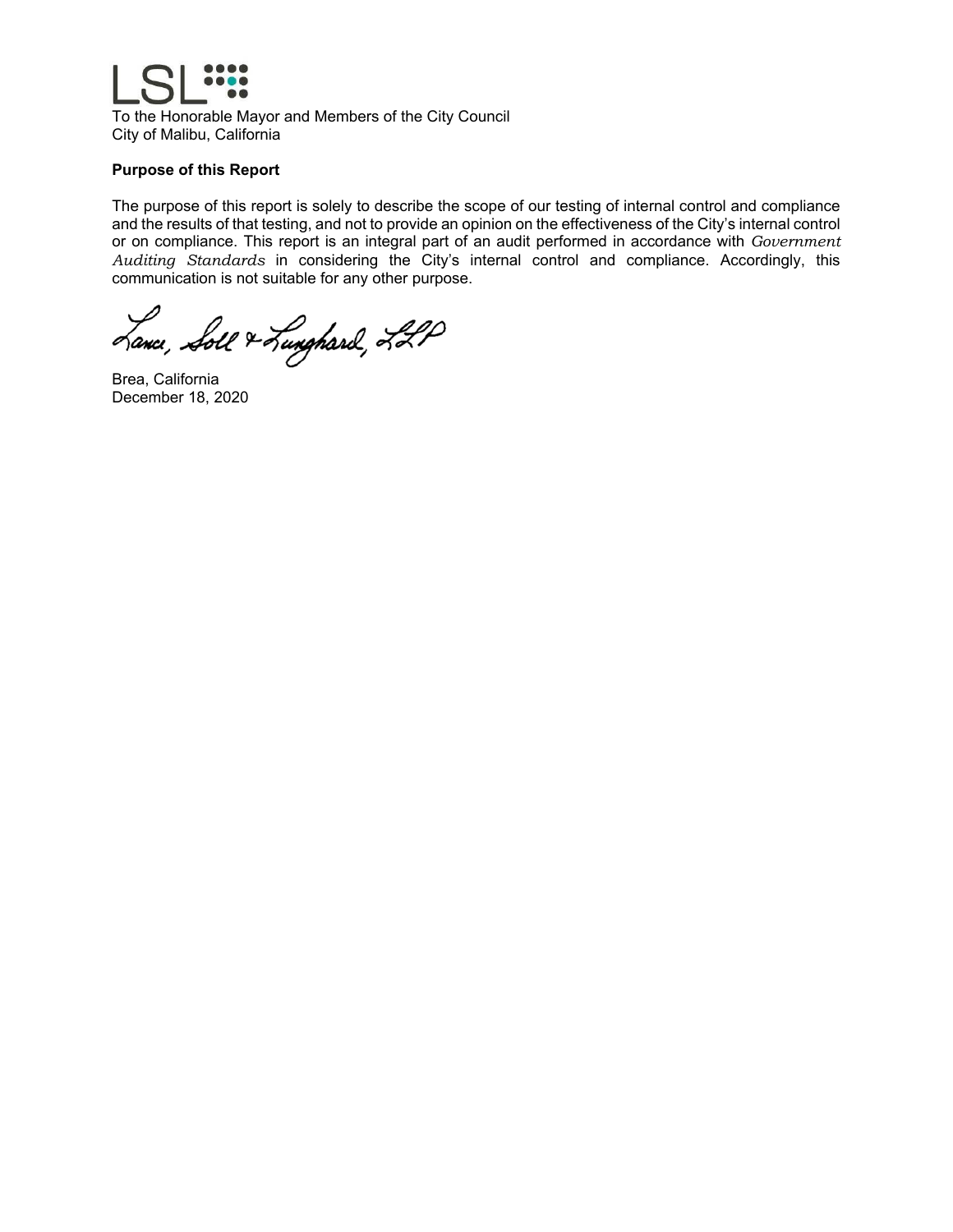To the Honorable Mayor and Members of the City Council
City of Malibu, California

**Purpose of this Report**

The purpose of this report is solely to describe the scope of our testing of internal control and compliance and the results of that testing, and not to provide an opinion on the effectiveness of the City's internal control or on compliance. This report is an integral part of an audit performed in accordance with *Government Auditing Standards* in considering the City's internal control and compliance. Accordingly, this communication is not suitable for any other purpose.

Lance, Soll & Lunghard, LLP

Brea, California
December 18, 2020